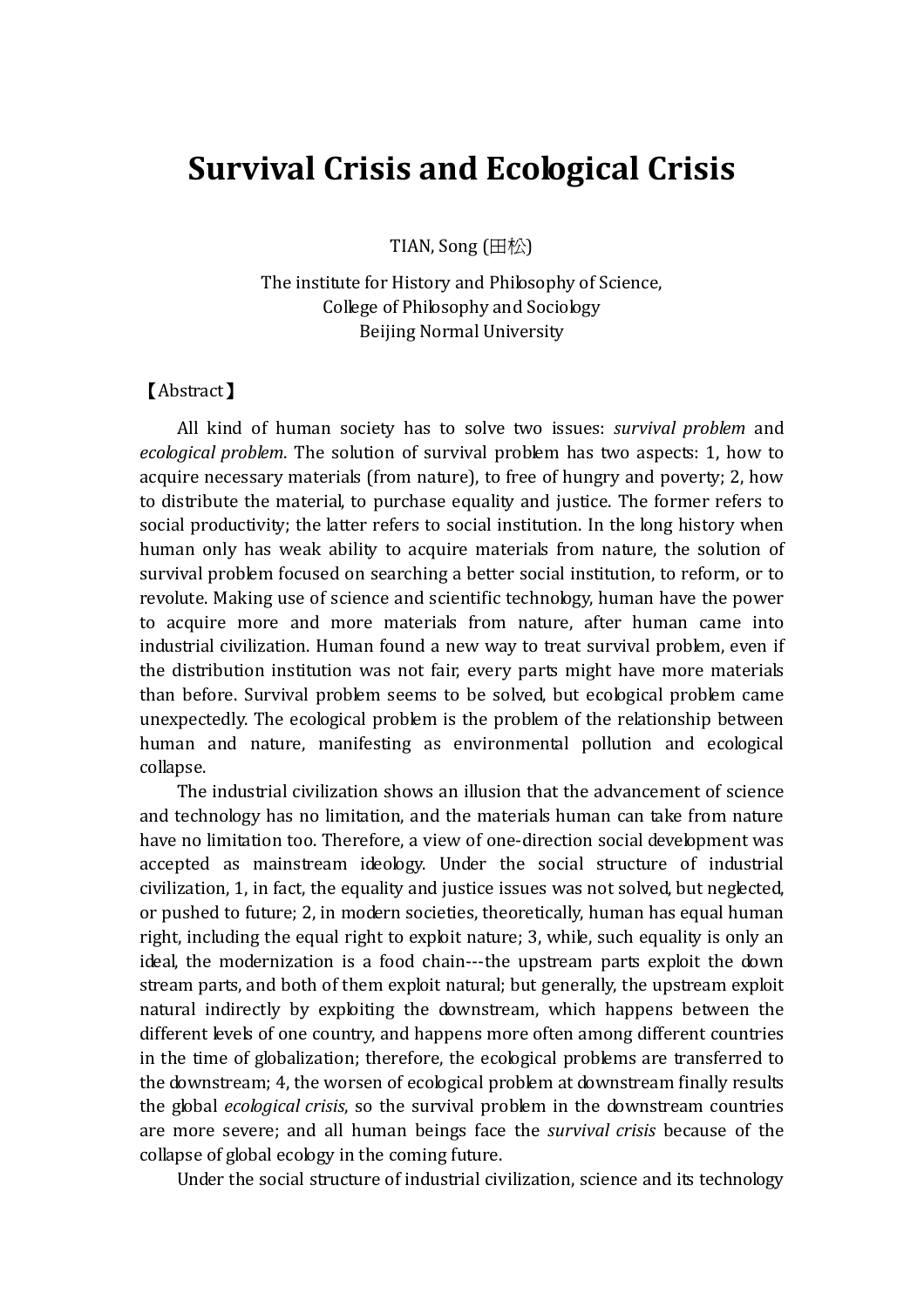# Survival Crisis and Ecological Crisis

TIAN, Song (田松)

The institute for History and Philosophy of Science,
College of Philosophy and Sociology
Beijing Normal University

【Abstract】

All kind of human society has to solve two issues: *survival problem* and *ecological problem*. The solution of survival problem has two aspects: 1, how to acquire necessary materials (from nature), to free of hungry and poverty; 2, how to distribute the material, to purchase equality and justice. The former refers to social productivity; the latter refers to social institution. In the long history when human only has weak ability to acquire materials from nature, the solution of survival problem focused on searching a better social institution, to reform, or to revolute. Making use of science and scientific technology, human have the power to acquire more and more materials from nature, after human came into industrial civilization. Human found a new way to treat survival problem, even if the distribution institution was not fair, every parts might have more materials than before. Survival problem seems to be solved, but ecological problem came unexpectedly. The ecological problem is the problem of the relationship between human and nature, manifesting as environmental pollution and ecological collapse.

The industrial civilization shows an illusion that the advancement of science and technology has no limitation, and the materials human can take from nature have no limitation too. Therefore, a view of one-direction social development was accepted as mainstream ideology. Under the social structure of industrial civilization, 1, in fact, the equality and justice issues was not solved, but neglected, or pushed to future; 2, in modern societies, theoretically, human has equal human right, including the equal right to exploit nature; 3, while, such equality is only an ideal, the modernization is a food chain---the upstream parts exploit the down stream parts, and both of them exploit natural; but generally, the upstream exploit natural indirectly by exploiting the downstream, which happens between the different levels of one country, and happens more often among different countries in the time of globalization; therefore, the ecological problems are transferred to the downstream; 4, the worsen of ecological problem at downstream finally results the global *ecological crisis*, so the survival problem in the downstream countries are more severe; and all human beings face the *survival crisis* because of the collapse of global ecology in the coming future.

Under the social structure of industrial civilization, science and its technology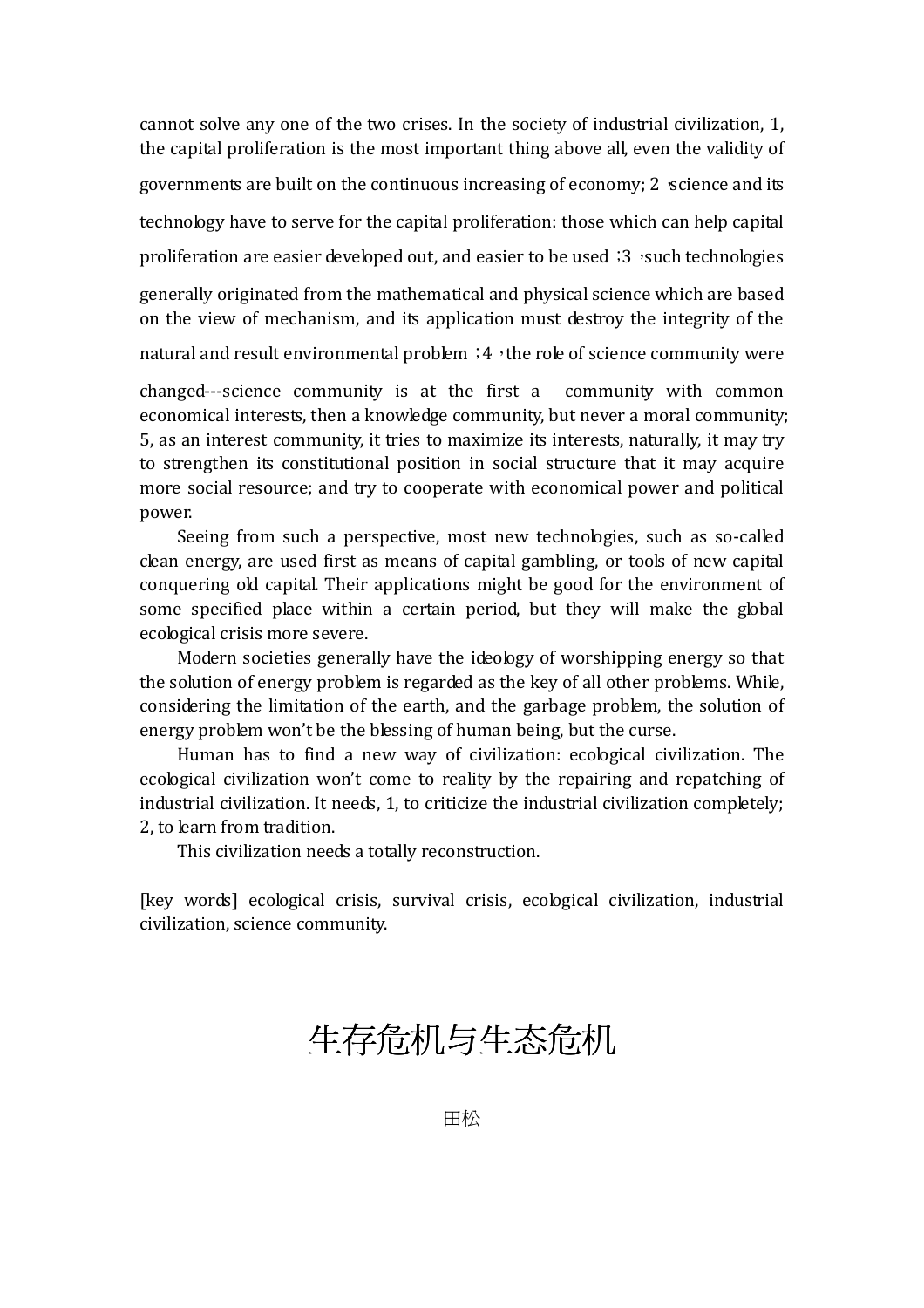cannot solve any one of the two crises. In the society of industrial civilization, 1, the capital proliferation is the most important thing above all, even the validity of governments are built on the continuous increasing of economy; 2，science and its technology have to serve for the capital proliferation: those which can help capital proliferation are easier developed out, and easier to be used；3，such technologies generally originated from the mathematical and physical science which are based on the view of mechanism, and its application must destroy the integrity of the natural and result environmental problem；4，the role of science community were changed---science community is at the first a community with common economical interests, then a knowledge community, but never a moral community; 5, as an interest community, it tries to maximize its interests, naturally, it may try to strengthen its constitutional position in social structure that it may acquire more social resource; and try to cooperate with economical power and political power.

Seeing from such a perspective, most new technologies, such as so-called clean energy, are used first as means of capital gambling, or tools of new capital conquering old capital. Their applications might be good for the environment of some specified place within a certain period, but they will make the global ecological crisis more severe.

Modern societies generally have the ideology of worshipping energy so that the solution of energy problem is regarded as the key of all other problems. While, considering the limitation of the earth, and the garbage problem, the solution of energy problem won't be the blessing of human being, but the curse.

Human has to find a new way of civilization: ecological civilization. The ecological civilization won't come to reality by the repairing and repatching of industrial civilization. It needs, 1, to criticize the industrial civilization completely; 2, to learn from tradition.

This civilization needs a totally reconstruction.

[key words] ecological crisis, survival crisis, ecological civilization, industrial civilization, science community.

# 生存危机与生态危机

田松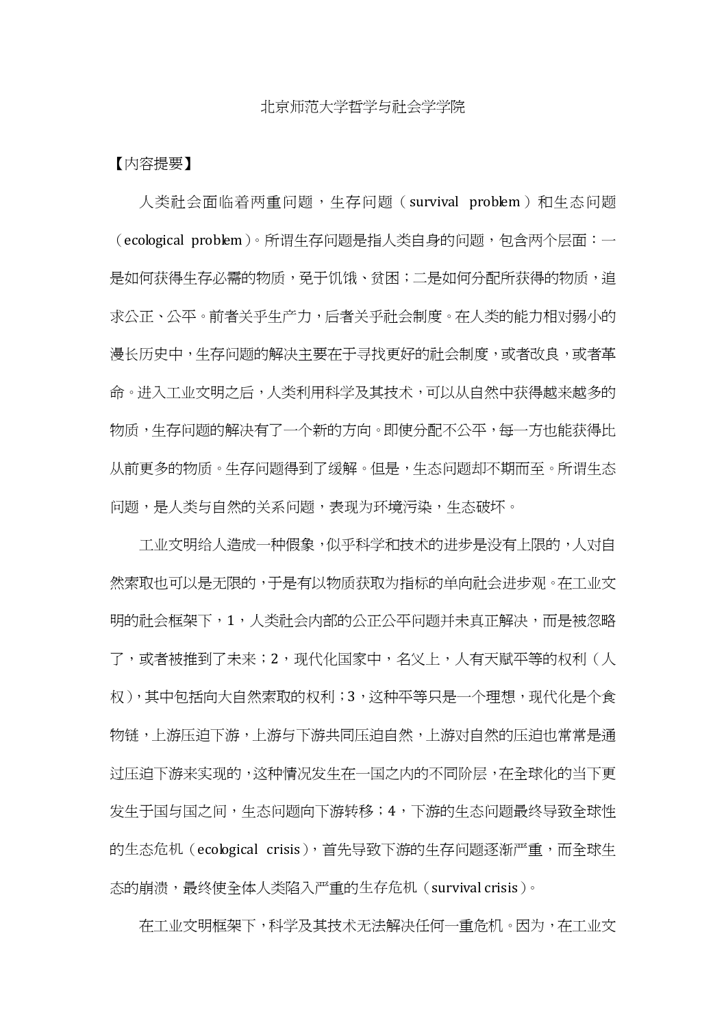北京师范大学哲学与社会学学院

【内容提要】

人类社会面临着两重问题，生存问题（survival problem）和生态问题（ecological problem）。所谓生存问题是指人类自身的问题，包含两个层面：一是如何获得生存必需的物质，免于饥饿、贫困；二是如何分配所获得的物质，追求公正、公平。前者关乎生产力，后者关乎社会制度。在人类的能力相对弱小的漫长历史中，生存问题的解决主要在于寻找更好的社会制度，或者改良，或者革命。进入工业文明之后，人类利用科学及其技术，可以从自然中获得越来越多的物质，生存问题的解决有了一个新的方向。即使分配不公平，每一方也能获得比从前更多的物质。生存问题得到了缓解。但是，生态问题却不期而至。所谓生态问题，是人类与自然的关系问题，表现为环境污染，生态破坏。

工业文明给人造成一种假象，似乎科学和技术的进步是没有上限的，人对自然索取也可以是无限的，于是有以物质获取为指标的单向社会进步观。在工业文明的社会框架下，1，人类社会内部的公正公平问题并未真正解决，而是被忽略了，或者被推到了未来；2，现代化国家中，名义上，人有天赋平等的权利（人权），其中包括向大自然索取的权利；3，这种平等只是一个理想，现代化是个食物链，上游压迫下游，上游与下游共同压迫自然，上游对自然的压迫也常常是通过压迫下游来实现的，这种情况发生在一国之内的不同阶层，在全球化的当下更发生于国与国之间，生态问题向下游转移；4，下游的生态问题最终导致全球性的生态危机（ecological crisis），首先导致下游的生存问题逐渐严重，而全球生态的崩溃，最终使全体人类陷入严重的生存危机（survival crisis）。

在工业文明框架下，科学及其技术无法解决任何一重危机。因为，在工业文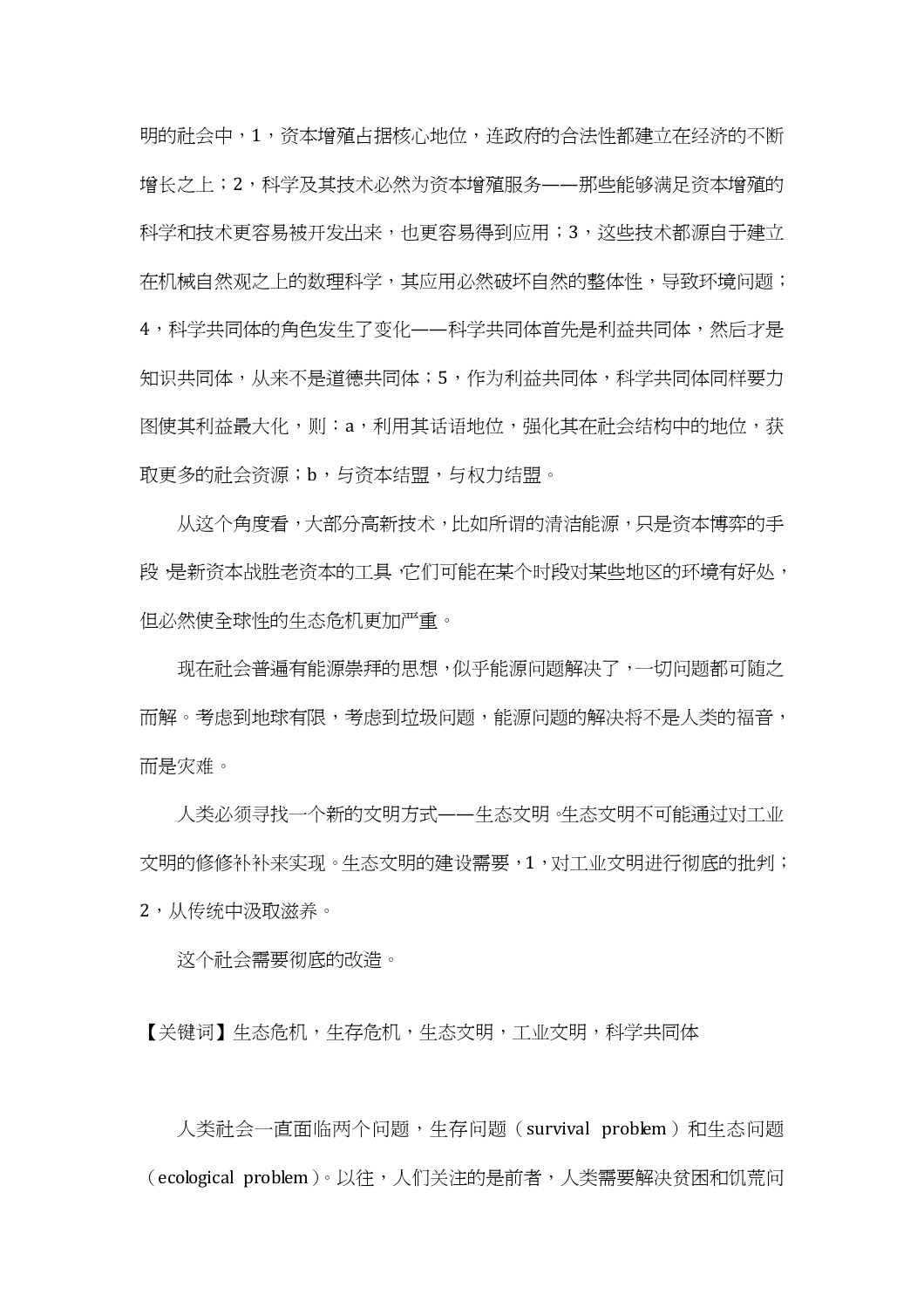明的社会中，1，资本增殖占据核心地位，连政府的合法性都建立在经济的不断增长之上；2，科学及其技术必然为资本增殖服务——那些能够满足资本增殖的科学和技术更容易被开发出来，也更容易得到应用；3，这些技术都源自于建立在机械自然观之上的数理科学，其应用必然破坏自然的整体性，导致环境问题；4，科学共同体的角色发生了变化——科学共同体首先是利益共同体，然后才是知识共同体，从来不是道德共同体；5，作为利益共同体，科学共同体同样要力图使其利益最大化，则：a，利用其话语地位，强化其在社会结构中的地位，获取更多的社会资源；b，与资本结盟，与权力结盟。

从这个角度看，大部分高新技术，比如所谓的清洁能源，只是资本博弈的手段，是新资本战胜老资本的工具，它们可能在某个时段对某些地区的环境有好处，但必然使全球性的生态危机更加严重。

现在社会普遍有能源崇拜的思想，似乎能源问题解决了，一切问题都可随之而解。考虑到地球有限，考虑到垃圾问题，能源问题的解决将不是人类的福音，而是灾难。

人类必须寻找一个新的文明方式——生态文明。生态文明不可能通过对工业文明的修修补补来实现。生态文明的建设需要，1，对工业文明进行彻底的批判；2，从传统中汲取滋养。

这个社会需要彻底的改造。

【关键词】生态危机，生存危机，生态文明，工业文明，科学共同体

人类社会一直面临两个问题，生存问题（survival problem）和生态问题（ecological problem）。以往，人们关注的是前者，人类需要解决贫困和饥荒问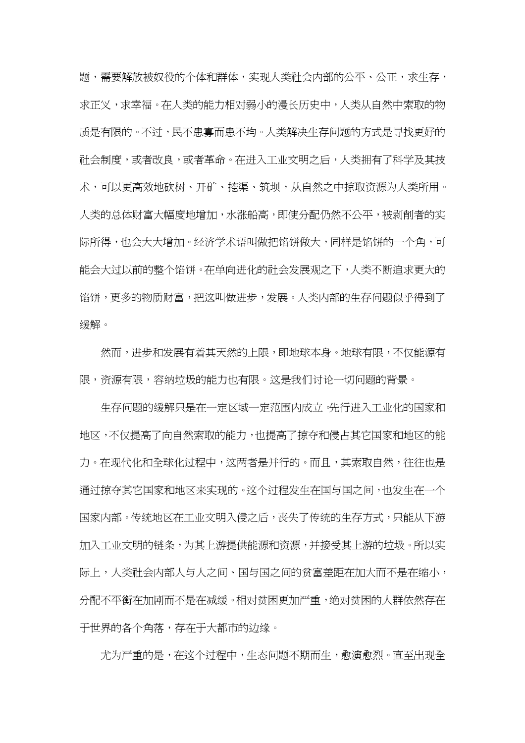题，需要解放被奴役的个体和群体，实现人类社会内部的公平、公正，求生存，求正义，求幸福。在人类的能力相对弱小的漫长历史中，人类从自然中索取的物质是有限的。不过，民不患寡而患不均。人类解决生存问题的方式是寻找更好的社会制度，或者改良，或者革命。在进入工业文明之后，人类拥有了科学及其技术，可以更高效地砍树、开矿、挖渠、筑坝，从自然之中掠取资源为人类所用。人类的总体财富大幅度地增加，水涨船高，即使分配仍然不公平，被剥削者的实际所得，也会大大增加。经济学术语叫做把馅饼做大，同样是馅饼的一个角，可能会大过以前的整个馅饼。在单向进化的社会发展观之下，人类不断追求更大的馅饼，更多的物质财富，把这叫做进步，发展。人类内部的生存问题似乎得到了缓解。

然而，进步和发展有着其天然的上限，即地球本身。地球有限，不仅能源有限，资源有限，容纳垃圾的能力也有限。这是我们讨论一切问题的背景。

生存问题的缓解只是在一定区域一定范围内成立。先行进入工业化的国家和地区，不仅提高了向自然索取的能力，也提高了掠夺和侵占其它国家和地区的能力。在现代化和全球化过程中，这两者是并行的。而且，其索取自然，往往也是通过掠夺其它国家和地区来实现的。这个过程发生在国与国之间，也发生在一个国家内部。传统地区在工业文明入侵之后，丧失了传统的生存方式，只能从下游加入工业文明的链条，为其上游提供能源和资源，并接受其上游的垃圾。所以实际上，人类社会内部人与人之间、国与国之间的贫富差距在加大而不是在缩小，分配不平衡在加剧而不是在减缓。相对贫困更加严重，绝对贫困的人群依然存在于世界的各个角落，存在于大都市的边缘。

尤为严重的是，在这个过程中，生态问题不期而生，愈演愈烈。直至出现全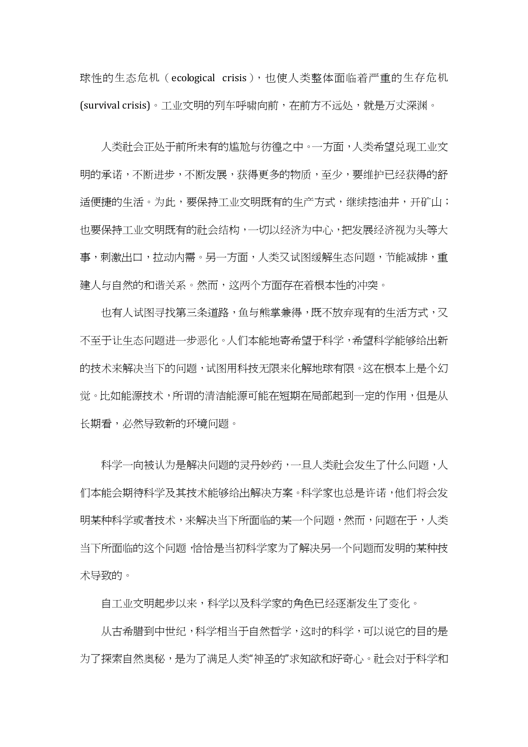球性的生态危机（ecological crisis），也使人类整体面临着严重的生存危机(survival crisis)。工业文明的列车呼啸向前，在前方不远处，就是万丈深渊。

人类社会正处于前所未有的尴尬与彷徨之中。一方面，人类希望兑现工业文明的承诺，不断进步，不断发展，获得更多的物质，至少，要维护已经获得的舒适便捷的生活。为此，要保持工业文明既有的生产方式，继续挖油井，开矿山；也要保持工业文明既有的社会结构，一切以经济为中心，把发展经济视为头等大事，刺激出口，拉动内需。另一方面，人类又试图缓解生态问题，节能减排，重建人与自然的和谐关系。然而，这两个方面存在着根本性的冲突。

也有人试图寻找第三条道路，鱼与熊掌兼得，既不放弃现有的生活方式，又不至于让生态问题进一步恶化。人们本能地寄希望于科学，希望科学能够给出新的技术来解决当下的问题，试图用科技无限来化解地球有限。这在根本上是个幻觉。比如能源技术，所谓的清洁能源可能在短期在局部起到一定的作用，但是从长期看，必然导致新的环境问题。

科学一向被认为是解决问题的灵丹妙药，一旦人类社会发生了什么问题，人们本能会期待科学及其技术能够给出解决方案。科学家也总是许诺，他们将会发明某种科学或者技术，来解决当下所面临的某一个问题，然而，问题在于，人类当下所面临的这个问题，恰恰是当初科学家为了解决另一个问题而发明的某种技术导致的。

自工业文明起步以来，科学以及科学家的角色已经逐渐发生了变化。

从古希腊到中世纪，科学相当于自然哲学，这时的科学，可以说它的目的是为了探索自然奥秘，是为了满足人类“神圣的”求知欲和好奇心。社会对于科学和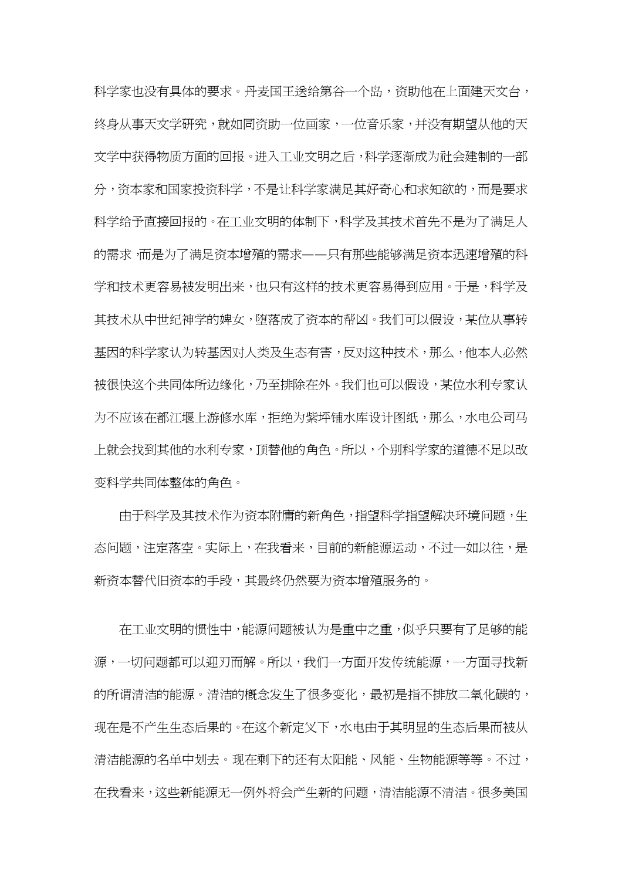科学家也没有具体的要求。丹麦国王送给第谷一个岛，资助他在上面建天文台，终身从事天文学研究，就如同资助一位画家，一位音乐家，并没有期望从他的天文学中获得物质方面的回报。进入工业文明之后，科学逐渐成为社会建制的一部分，资本家和国家投资科学，不是让科学家满足其好奇心和求知欲的，而是要求科学给予直接回报的。在工业文明的体制下，科学及其技术首先不是为了满足人的需求，而是为了满足资本增殖的需求——只有那些能够满足资本迅速增殖的科学和技术更容易被发明出来，也只有这样的技术更容易得到应用。于是，科学及其技术从中世纪神学的婢女，堕落成了资本的帮凶。我们可以假设，某位从事转基因的科学家认为转基因对人类及生态有害，反对这种技术，那么，他本人必然被很快这个共同体所边缘化，乃至排除在外。我们也可以假设，某位水利专家认为不应该在都江堰上游修水库，拒绝为紫坪铺水库设计图纸，那么，水电公司马上就会找到其他的水利专家，顶替他的角色。所以，个别科学家的道德不足以改变科学共同体整体的角色。

由于科学及其技术作为资本附庸的新角色，指望科学指望解决环境问题，生态问题，注定落空。实际上，在我看来，目前的新能源运动，不过一如以往，是新资本替代旧资本的手段，其最终仍然要为资本增殖服务的。

在工业文明的惯性中，能源问题被认为是重中之重，似乎只要有了足够的能源，一切问题都可以迎刃而解。所以，我们一方面开发传统能源，一方面寻找新的所谓清洁的能源。清洁的概念发生了很多变化，最初是指不排放二氧化碳的，现在是不产生生态后果的。在这个新定义下，水电由于其明显的生态后果而被从清洁能源的名单中划去。现在剩下的还有太阳能、风能、生物能源等等。不过，在我看来，这些新能源无一例外将会产生新的问题，清洁能源不清洁。很多美国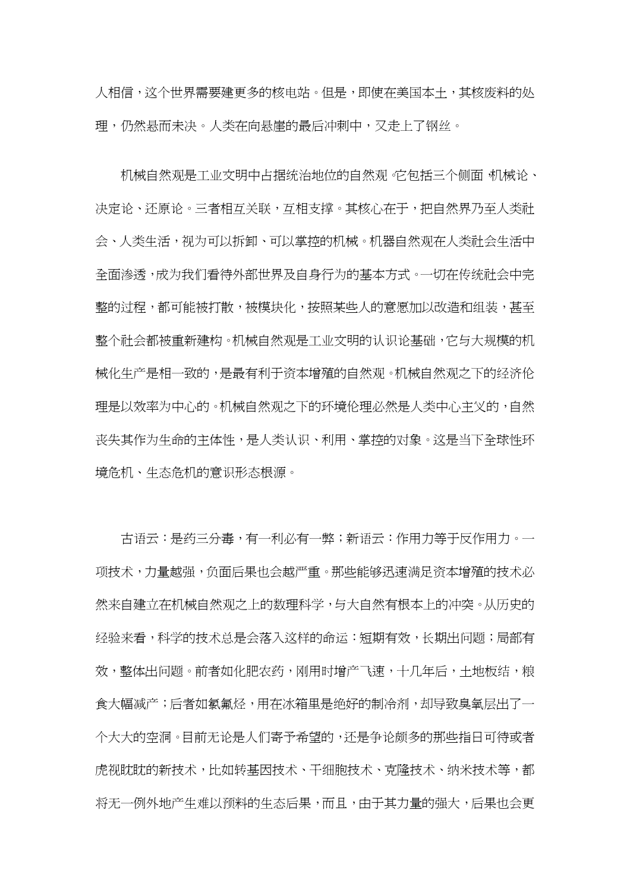人相信，这个世界需要建更多的核电站。但是，即使在美国本土，其核废料的处理，仍然悬而未决。人类在向悬崖的最后冲刺中，又走上了钢丝。

机械自然观是工业文明中占据统治地位的自然观。它包括三个侧面：机械论、决定论、还原论。三者相互关联，互相支撑。其核心在于，把自然界乃至人类社会、人类生活，视为可以拆卸、可以掌控的机械。机器自然观在人类社会生活中全面渗透，成为我们看待外部世界及自身行为的基本方式。一切在传统社会中完整的过程，都可能被打散，被模块化，按照某些人的意愿加以改造和组装，甚至整个社会都被重新建构。机械自然观是工业文明的认识论基础，它与大规模的机械化生产是相一致的，是最有利于资本增殖的自然观。机械自然观之下的经济伦理是以效率为中心的。机械自然观之下的环境伦理必然是人类中心主义的，自然丧失其作为生命的主体性，是人类认识、利用、掌控的对象。这是当下全球性环境危机、生态危机的意识形态根源。

古语云：是药三分毒，有一利必有一弊；新语云：作用力等于反作用力。一项技术，力量越强，负面后果也会越严重。那些能够迅速满足资本增殖的技术必然来自建立在机械自然观之上的数理科学，与大自然有根本上的冲突。从历史的经验来看，科学的技术总是会落入这样的命运：短期有效，长期出问题；局部有效，整体出问题。前者如化肥农药，刚用时增产飞速，十几年后，土地板结，粮食大幅减产；后者如氯氟烃，用在冰箱里是绝好的制冷剂，却导致臭氧层出了一个大大的空洞。目前无论是人们寄予希望的，还是争论颇多的那些指日可待或者虎视眈眈的新技术，比如转基因技术、干细胞技术、克隆技术、纳米技术等，都将无一例外地产生难以预料的生态后果，而且，由于其力量的强大，后果也会更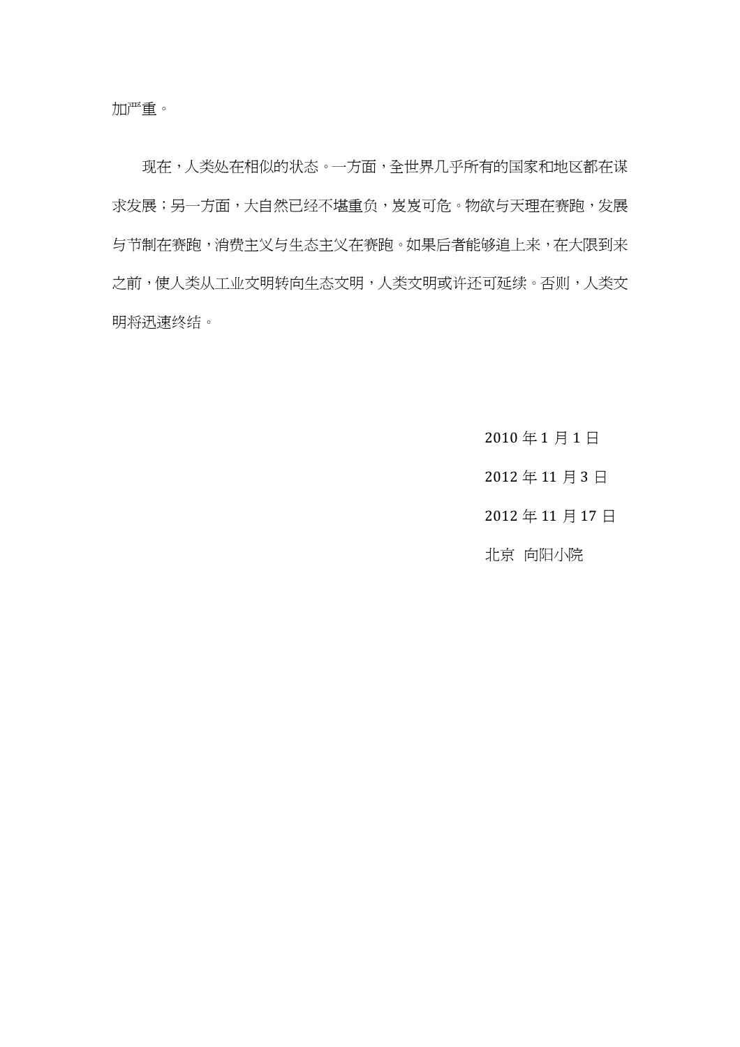加严重。

现在，人类处在相似的状态。一方面，全世界几乎所有的国家和地区都在谋求发展；另一方面，大自然已经不堪重负，岌岌可危。物欲与天理在赛跑，发展与节制在赛跑，消费主义与生态主义在赛跑。如果后者能够追上来，在大限到来之前，使人类从工业文明转向生态文明，人类文明或许还可延续。否则，人类文明将迅速终结。

2010 年 1 月 1 日

2012 年 11 月 3 日

2012 年 11 月 17 日

北京 向阳小院